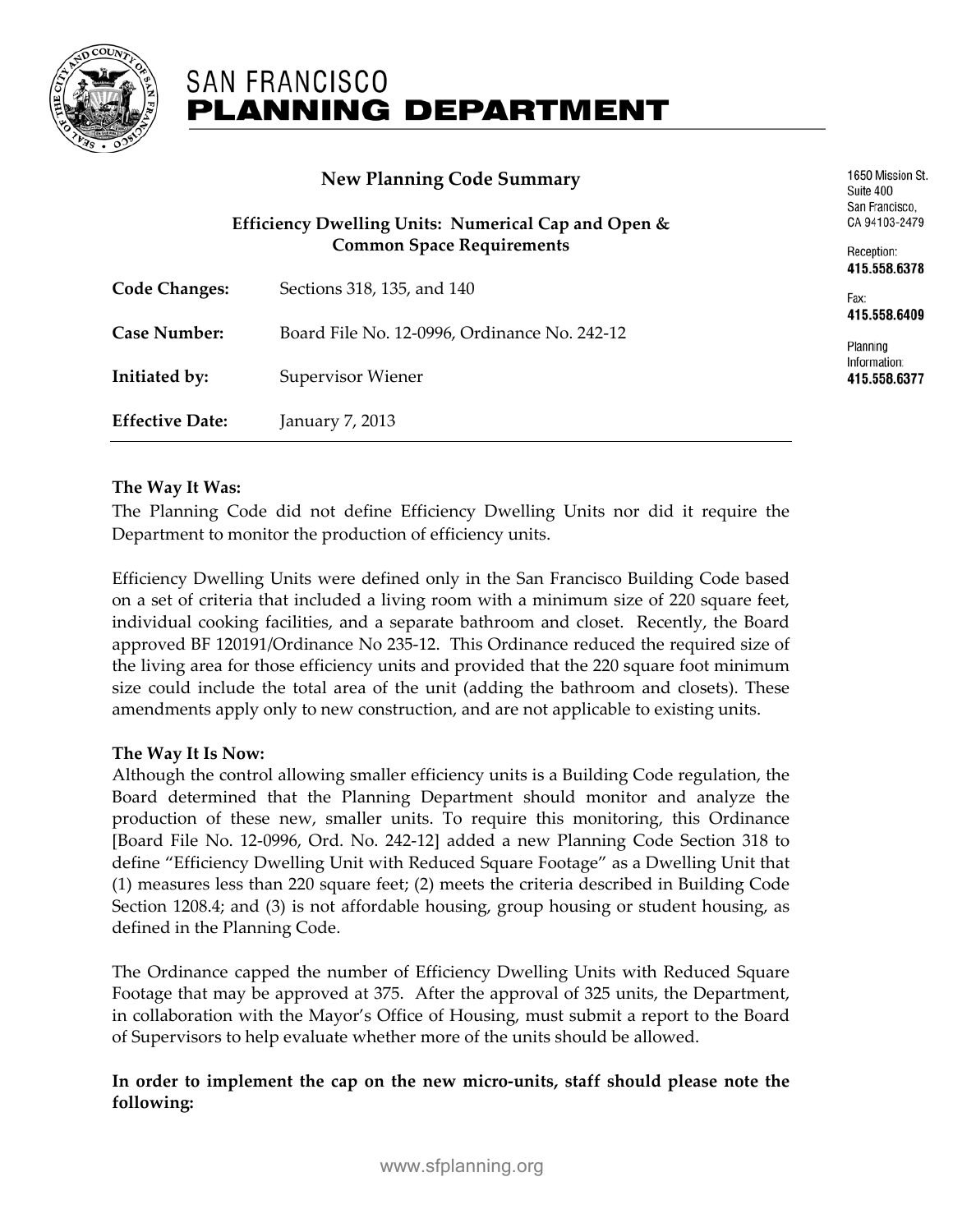# SAN FRANCISCO PLANNING DEPARTMENT

1650 Mission St.
Suite 400
San Francisco,
CA 94103-2479

Reception:
**415.558.6378**

Fax:
**415.558.6409**

Planning
Information:
**415.558.6377**

## New Planning Code Summary

### Efficiency Dwelling Units: Numerical Cap and Open & Common Space Requirements

| | |
|---|---|
| **Code Changes:** | Sections 318, 135, and 140 |
| **Case Number:** | Board File No. 12-0996, Ordinance No. 242-12 |
| **Initiated by:** | Supervisor Wiener |
| **Effective Date:** | January 7, 2013 |

**The Way It Was:**

The Planning Code did not define Efficiency Dwelling Units nor did it require the Department to monitor the production of efficiency units.

Efficiency Dwelling Units were defined only in the San Francisco Building Code based on a set of criteria that included a living room with a minimum size of 220 square feet, individual cooking facilities, and a separate bathroom and closet. Recently, the Board approved BF 120191/Ordinance No 235-12. This Ordinance reduced the required size of the living area for those efficiency units and provided that the 220 square foot minimum size could include the total area of the unit (adding the bathroom and closets). These amendments apply only to new construction, and are not applicable to existing units.

**The Way It Is Now:**

Although the control allowing smaller efficiency units is a Building Code regulation, the Board determined that the Planning Department should monitor and analyze the production of these new, smaller units. To require this monitoring, this Ordinance [Board File No. 12-0996, Ord. No. 242-12] added a new Planning Code Section 318 to define "Efficiency Dwelling Unit with Reduced Square Footage" as a Dwelling Unit that (1) measures less than 220 square feet; (2) meets the criteria described in Building Code Section 1208.4; and (3) is not affordable housing, group housing or student housing, as defined in the Planning Code.

The Ordinance capped the number of Efficiency Dwelling Units with Reduced Square Footage that may be approved at 375. After the approval of 325 units, the Department, in collaboration with the Mayor's Office of Housing, must submit a report to the Board of Supervisors to help evaluate whether more of the units should be allowed.

**In order to implement the cap on the new micro-units, staff should please note the following:**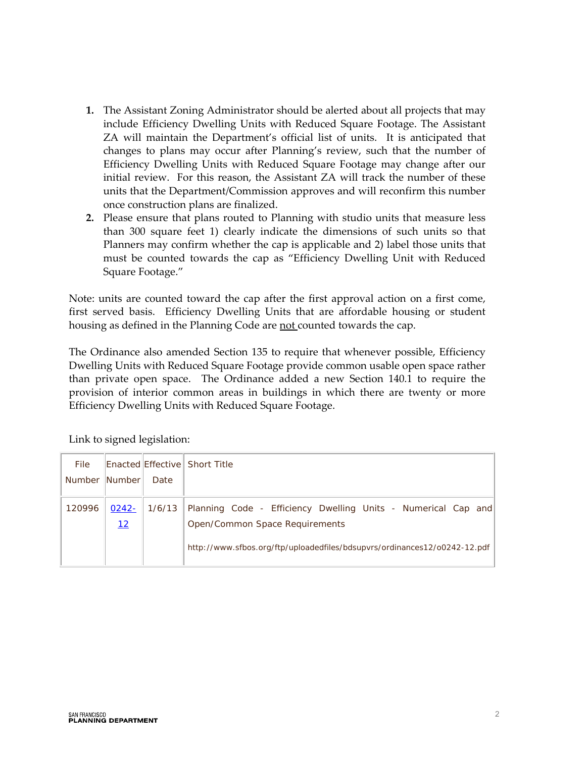1. **1.** The Assistant Zoning Administrator should be alerted about all projects that may include Efficiency Dwelling Units with Reduced Square Footage. The Assistant ZA will maintain the Department's official list of units. It is anticipated that changes to plans may occur after Planning's review, such that the number of Efficiency Dwelling Units with Reduced Square Footage may change after our initial review. For this reason, the Assistant ZA will track the number of these units that the Department/Commission approves and will reconfirm this number once construction plans are finalized.
2. **2.** Please ensure that plans routed to Planning with studio units that measure less than 300 square feet 1) clearly indicate the dimensions of such units so that Planners may confirm whether the cap is applicable and 2) label those units that must be counted towards the cap as "Efficiency Dwelling Unit with Reduced Square Footage."

Note: units are counted toward the cap after the first approval action on a first come, first served basis. Efficiency Dwelling Units that are affordable housing or student housing as defined in the Planning Code are not counted towards the cap.

The Ordinance also amended Section 135 to require that whenever possible, Efficiency Dwelling Units with Reduced Square Footage provide common usable open space rather than private open space. The Ordinance added a new Section 140.1 to require the provision of interior common areas in buildings in which there are twenty or more Efficiency Dwelling Units with Reduced Square Footage.

Link to signed legislation:

| File Number | Enacted Number | Effective Date | Short Title |
|---|---|---|---|
| 120996 | 0242-12 | 1/6/13 | Planning Code - Efficiency Dwelling Units - Numerical Cap and Open/Common Space Requirements<br>http://www.sfbos.org/ftp/uploadedfiles/bdsupvrs/ordinances12/o0242-12.pdf |